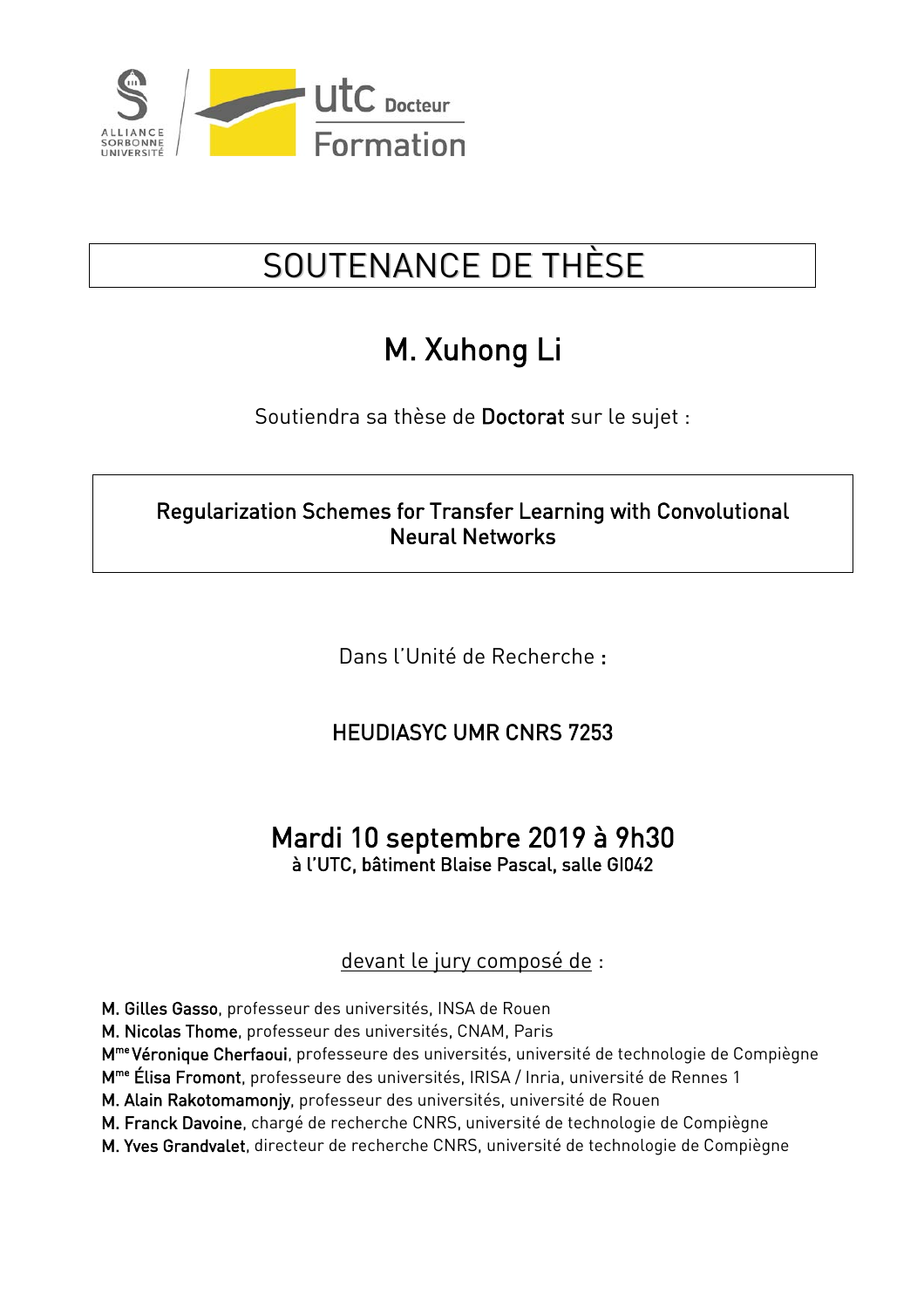# SOUTENANCE DE THÈSE

## M. Xuhong Li

Soutiendra sa thèse de **Doctorat** sur le sujet :

**Regularization Schemes for Transfer Learning with Convolutional Neural Networks**

Dans l'Unité de Recherche **:**

**HEUDIASYC UMR CNRS 7253**

## Mardi 10 septembre 2019 à 9h30

**à l'UTC, bâtiment Blaise Pascal, salle GI042**

devant le jury composé de :

**M. Gilles Gasso**, professeur des universités, INSA de Rouen
**M. Nicolas Thome**, professeur des universités, CNAM, Paris
**Mme Véronique Cherfaoui**, professeure des universités, université de technologie de Compiègne
**Mme Élisa Fromont**, professeure des universités, IRISA / Inria, université de Rennes 1
**M. Alain Rakotomamonjy**, professeur des universités, université de Rouen
**M. Franck Davoine**, chargé de recherche CNRS, université de technologie de Compiègne
**M. Yves Grandvalet**, directeur de recherche CNRS, université de technologie de Compiègne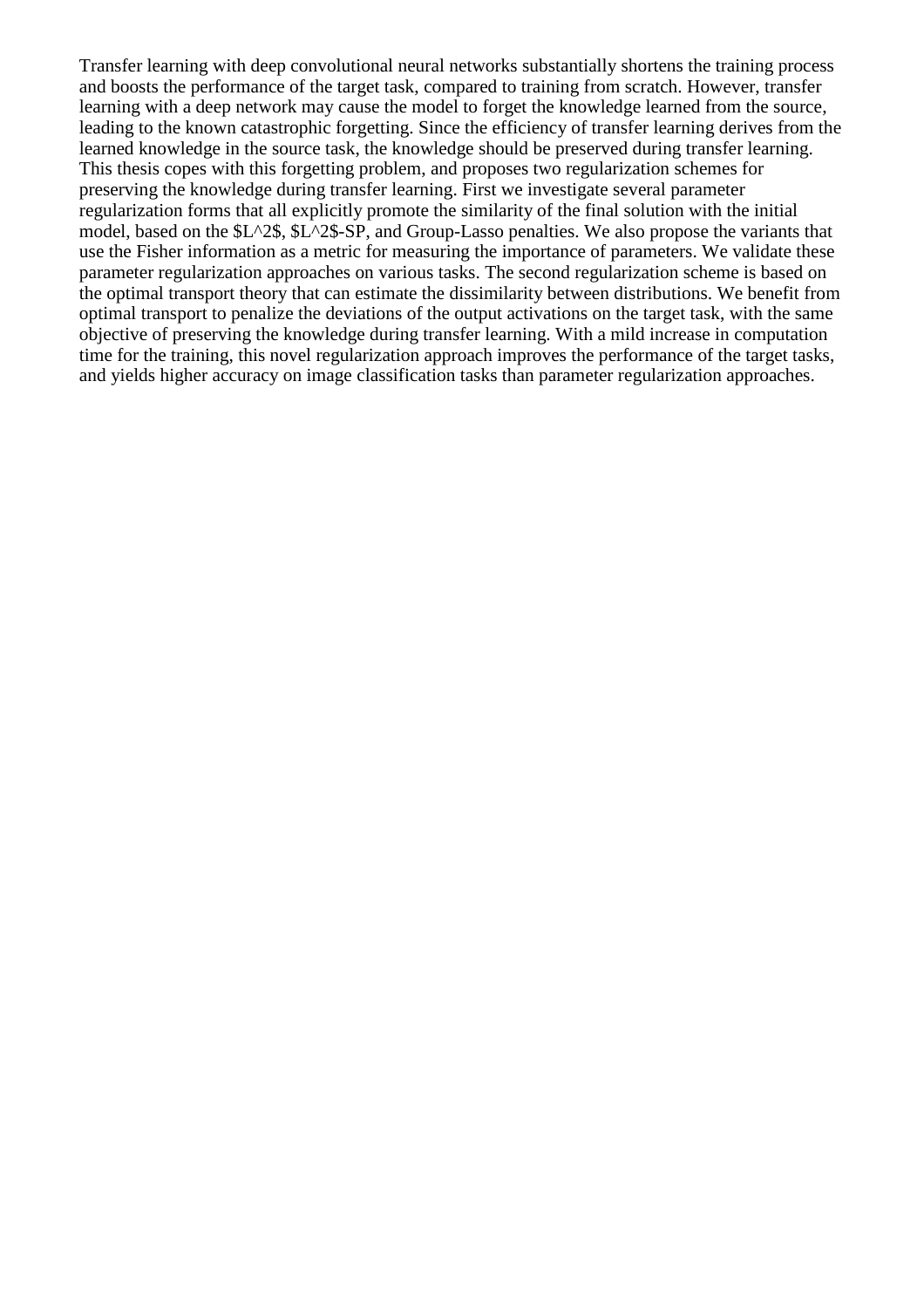Transfer learning with deep convolutional neural networks substantially shortens the training process and boosts the performance of the target task, compared to training from scratch. However, transfer learning with a deep network may cause the model to forget the knowledge learned from the source, leading to the known catastrophic forgetting. Since the efficiency of transfer learning derives from the learned knowledge in the source task, the knowledge should be preserved during transfer learning. This thesis copes with this forgetting problem, and proposes two regularization schemes for preserving the knowledge during transfer learning. First we investigate several parameter regularization forms that all explicitly promote the similarity of the final solution with the initial model, based on the $L^2$, $L^2$-SP, and Group-Lasso penalties. We also propose the variants that use the Fisher information as a metric for measuring the importance of parameters. We validate these parameter regularization approaches on various tasks. The second regularization scheme is based on the optimal transport theory that can estimate the dissimilarity between distributions. We benefit from optimal transport to penalize the deviations of the output activations on the target task, with the same objective of preserving the knowledge during transfer learning. With a mild increase in computation time for the training, this novel regularization approach improves the performance of the target tasks, and yields higher accuracy on image classification tasks than parameter regularization approaches.